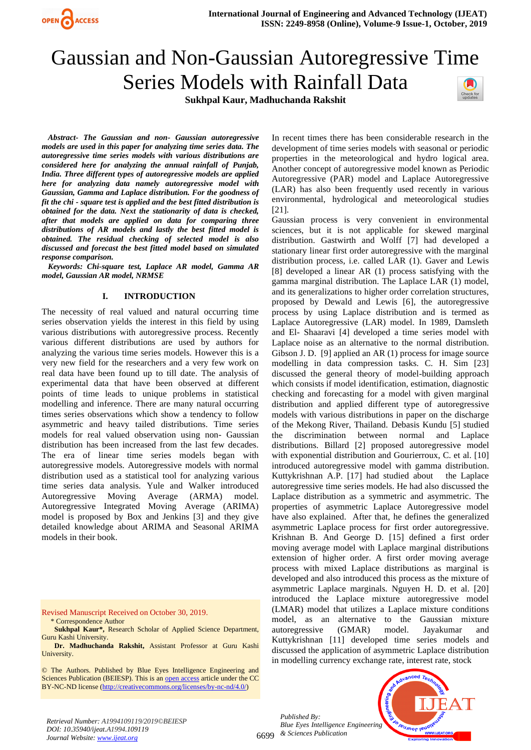# Gaussian and Non-Gaussian Autoregressive Time Series Models with Rainfall Data

**Sukhpal Kaur, Madhuchanda Rakshit**

***Abstract- The Gaussian and non- Gaussian autoregressive models are used in this paper for analyzing time series data. The autoregressive time series models with various distributions are considered here for analyzing the annual rainfall of Punjab, India. Three different types of autoregressive models are applied here for analyzing data namely autoregressive model with Gaussian, Gamma and Laplace distribution. For the goodness of fit the chi - square test is applied and the best fitted distribution is obtained for the data. Next the stationarity of data is checked, after that models are applied on data for comparing three distributions of AR models and lastly the best fitted model is obtained. The residual checking of selected model is also discussed and forecast the best fitted model based on simulated response comparison.***

***Keywords: Chi-square test, Laplace AR model, Gamma AR model, Gaussian AR model, NRMSE***

## I. INTRODUCTION

The necessity of real valued and natural occurring time series observation yields the interest in this field by using various distributions with autoregressive process. Recently various different distributions are used by authors for analyzing the various time series models. However this is a very new field for the researchers and a very few work on real data have been found up to till date. The analysis of experimental data that have been observed at different points of time leads to unique problems in statistical modelling and inference. There are many natural occurring times series observations which show a tendency to follow asymmetric and heavy tailed distributions. Time series models for real valued observation using non- Gaussian distribution has been increased from the last few decades. The era of linear time series models began with autoregressive models. Autoregressive models with normal distribution used as a statistical tool for analyzing various time series data analysis. Yule and Walker introduced Autoregressive Moving Average (ARMA) model. Autoregressive Integrated Moving Average (ARIMA) model is proposed by Box and Jenkins [3] and they give detailed knowledge about ARIMA and Seasonal ARIMA models in their book.

Revised Manuscript Received on October 30, 2019.

\* Correspondence Author

**Sukhpal Kaur\***, Research Scholar of Applied Science Department, Guru Kashi University.

**Dr. Madhuchanda Rakshit**, Assistant Professor at Guru Kashi University.

© The Authors. Published by Blue Eyes Intelligence Engineering and Sciences Publication (BEIESP). This is an open access article under the CC BY-NC-ND license (http://creativecommons.org/licenses/by-nc-nd/4.0/)

In recent times there has been considerable research in the development of time series models with seasonal or periodic properties in the meteorological and hydro logical area. Another concept of autoregressive model known as Periodic Autoregressive (PAR) model and Laplace Autoregressive (LAR) has also been frequently used recently in various environmental, hydrological and meteorological studies [21].

Gaussian process is very convenient in environmental sciences, but it is not applicable for skewed marginal distribution. Gastwirth and Wolff [7] had developed a stationary linear first order autoregressive with the marginal distribution process, i.e. called LAR (1). Gaver and Lewis [8] developed a linear AR (1) process satisfying with the gamma marginal distribution. The Laplace LAR (1) model, and its generalizations to higher order correlation structures, proposed by Dewald and Lewis [6], the autoregressive process by using Laplace distribution and is termed as Laplace Autoregressive (LAR) model. In 1989, Damsleth and El- Shaaravi [4] developed a time series model with Laplace noise as an alternative to the normal distribution. Gibson J. D. [9] applied an AR (1) process for image source modelling in data compression tasks. C. H. Sim [23] discussed the general theory of model-building approach which consists if model identification, estimation, diagnostic checking and forecasting for a model with given marginal distribution and applied different type of autoregressive models with various distributions in paper on the discharge of the Mekong River, Thailand. Debasis Kundu [5] studied the discrimination between normal and Laplace distributions. Billard [2] proposed autoregressive model with exponential distribution and Gourierroux, C. et al. [10] introduced autoregressive model with gamma distribution. Kuttykrishnan A.P. [17] had studied about the Laplace autoregressive time series models. He had also discussed the Laplace distribution as a symmetric and asymmetric. The properties of asymmetric Laplace Autoregressive model have also explained. After that, he defines the generalized asymmetric Laplace process for first order autoregressive. Krishnan B. And George D. [15] defined a first order moving average model with Laplace marginal distributions extension of higher order. A first order moving average process with mixed Laplace distributions as marginal is developed and also introduced this process as the mixture of asymmetric Laplace marginals. Nguyen H. D. et al. [20] introduced the Laplace mixture autoregressive model (LMAR) model that utilizes a Laplace mixture conditions model, as an alternative to the Gaussian mixture autoregressive (GMAR) model. Jayakumar and Kuttykrishnan [11] developed time series models and discussed the application of asymmetric Laplace distribution in modelling currency exchange rate, interest rate, stock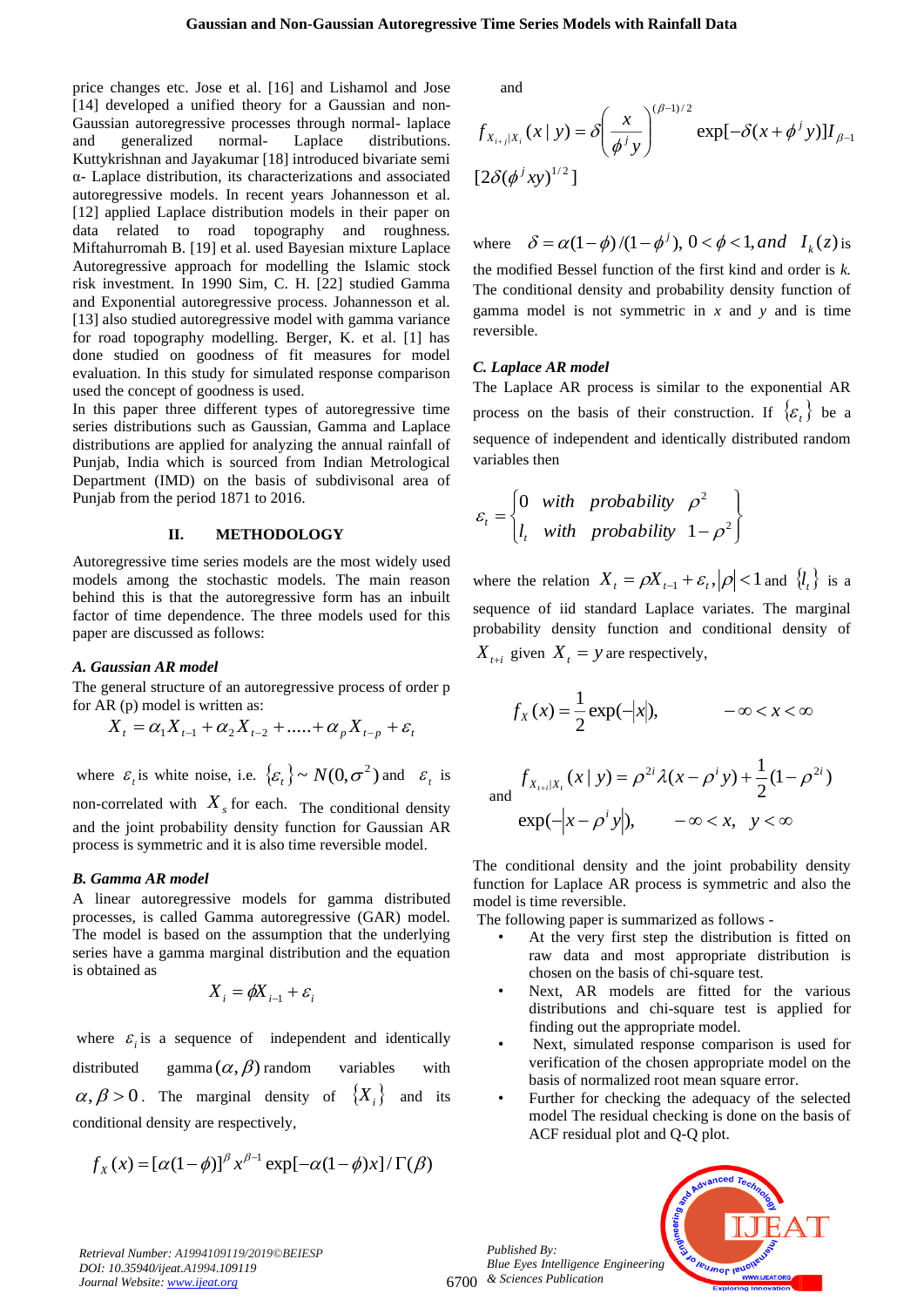price changes etc. Jose et al. [16] and Lishamol and Jose [14] developed a unified theory for a Gaussian and non-Gaussian autoregressive processes through normal- laplace and generalized normal- Laplace distributions. Kuttykrishnan and Jayakumar [18] introduced bivariate semi α- Laplace distribution, its characterizations and associated autoregressive models. In recent years Johannesson et al. [12] applied Laplace distribution models in their paper on data related to road topography and roughness. Miftahurromah B. [19] et al. used Bayesian mixture Laplace Autoregressive approach for modelling the Islamic stock risk investment. In 1990 Sim, C. H. [22] studied Gamma and Exponential autoregressive process. Johannesson et al. [13] also studied autoregressive model with gamma variance for road topography modelling. Berger, K. et al. [1] has done studied on goodness of fit measures for model evaluation. In this study for simulated response comparison used the concept of goodness is used.

In this paper three different types of autoregressive time series distributions such as Gaussian, Gamma and Laplace distributions are applied for analyzing the annual rainfall of Punjab, India which is sourced from Indian Metrological Department (IMD) on the basis of subdivisonal area of Punjab from the period 1871 to 2016.

## II. METHODOLOGY

Autoregressive time series models are the most widely used models among the stochastic models. The main reason behind this is that the autoregressive form has an inbuilt factor of time dependence. The three models used for this paper are discussed as follows:

### A. Gaussian AR model

The general structure of an autoregressive process of order p for AR (p) model is written as:

$$X_t = \alpha_1 X_{t-1} + \alpha_2 X_{t-2} + \dots + \alpha_p X_{t-p} + \varepsilon_t$$

where $\varepsilon_t$ is white noise, i.e. $\{\varepsilon_t\} \sim N(0, \sigma^2)$ and $\varepsilon_t$ is non-correlated with $X_s$ for each. The conditional density and the joint probability density function for Gaussian AR process is symmetric and it is also time reversible model.

### B. Gamma AR model

A linear autoregressive models for gamma distributed processes, is called Gamma autoregressive (GAR) model. The model is based on the assumption that the underlying series have a gamma marginal distribution and the equation is obtained as

$$X_i = \phi X_{i-1} + \varepsilon_i$$

where $\varepsilon_i$ is a sequence of independent and identically distributed gamma $(\alpha, \beta)$ random variables with $\alpha, \beta > 0$. The marginal density of $\{X_i\}$ and its conditional density are respectively,

$$f_X(x) = [\alpha(1-\phi)]^{\beta} x^{\beta-1} \exp[-\alpha(1-\phi)x] / \Gamma(\beta)$$

and

$$f_{X_{i+j}|X_i}(x \mid y) = \delta \left( \frac{x}{\phi^j y} \right)^{(\beta-1)/2} \exp[-\delta(x + \phi^j y)] I_{\beta-1} [2\delta(\phi^j xy)^{1/2}]$$

where $\delta = \alpha(1-\phi)/(1-\phi^j),\ 0 < \phi < 1, and\ \ I_k(z)$ is the modified Bessel function of the first kind and order is *k*. The conditional density and probability density function of gamma model is not symmetric in *x* and *y* and is time reversible.

### C. Laplace AR model

The Laplace AR process is similar to the exponential AR process on the basis of their construction. If $\{\varepsilon_t\}$ be a sequence of independent and identically distributed random variables then

$$\varepsilon_t = \begin{cases} 0 & with \quad probability \quad \rho^2 \\ l_t & with \quad probability \quad 1-\rho^2 \end{cases}$$

where the relation $X_t = \rho X_{t-1} + \varepsilon_t, |\rho| < 1$ and $\{l_t\}$ is a sequence of iid standard Laplace variates. The marginal probability density function and conditional density of $X_{t+i}$ given $X_t = y$ are respectively,

$$f_X(x) = \frac{1}{2}\exp(-|x|), \qquad -\infty < x < \infty$$

and

$$f_{X_{t+i}|X_t}(x \mid y) = \rho^{2i}\lambda(x - \rho^i y) + \frac{1}{2}(1-\rho^{2i}) \exp(-|x - \rho^i y|), \qquad -\infty < x,\ \ y < \infty$$

The conditional density and the joint probability density function for Laplace AR process is symmetric and also the model is time reversible.

The following paper is summarized as follows -

- At the very first step the distribution is fitted on raw data and most appropriate distribution is chosen on the basis of chi-square test.
- Next, AR models are fitted for the various distributions and chi-square test is applied for finding out the appropriate model.
- Next, simulated response comparison is used for verification of the chosen appropriate model on the basis of normalized root mean square error.
- Further for checking the adequacy of the selected model The residual checking is done on the basis of ACF residual plot and Q-Q plot.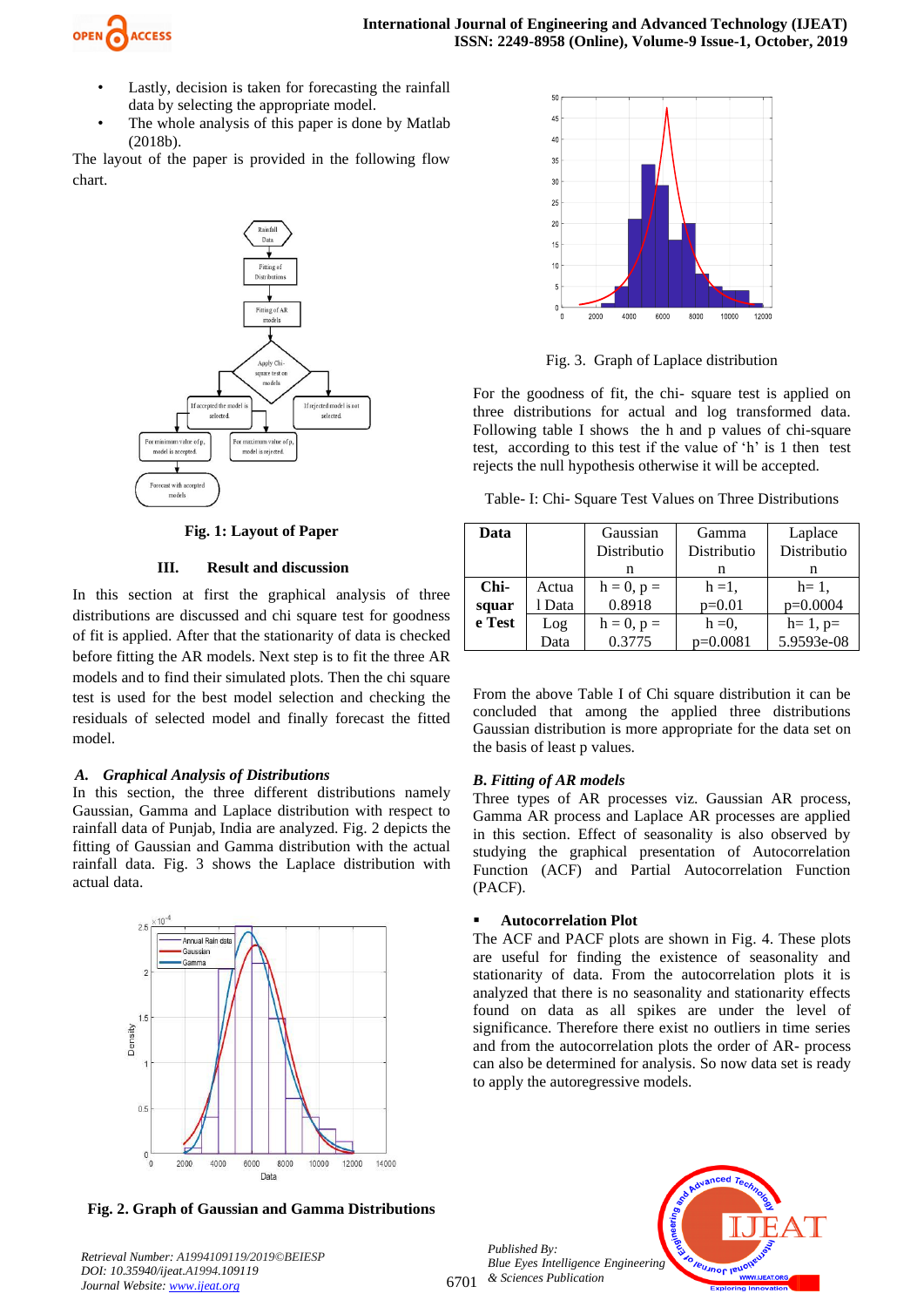- Lastly, decision is taken for forecasting the rainfall data by selecting the appropriate model.
- The whole analysis of this paper is done by Matlab (2018b).

The layout of the paper is provided in the following flow chart.

**Fig. 1: Layout of Paper**

## III. Result and discussion

In this section at first the graphical analysis of three distributions are discussed and chi square test for goodness of fit is applied. After that the stationarity of data is checked before fitting the AR models. Next step is to fit the three AR models and to find their simulated plots. Then the chi square test is used for the best model selection and checking the residuals of selected model and finally forecast the fitted model.

### *A. Graphical Analysis of Distributions*

In this section, the three different distributions namely Gaussian, Gamma and Laplace distribution with respect to rainfall data of Punjab, India are analyzed. Fig. 2 depicts the fitting of Gaussian and Gamma distribution with the actual rainfall data. Fig. 3 shows the Laplace distribution with actual data.

**Fig. 2. Graph of Gaussian and Gamma Distributions**

Fig. 3. Graph of Laplace distribution

For the goodness of fit, the chi- square test is applied on three distributions for actual and log transformed data. Following table I shows the h and p values of chi-square test, according to this test if the value of 'h' is 1 then test rejects the null hypothesis otherwise it will be accepted.

Table- I: Chi- Square Test Values on Three Distributions

| **Data** | | Gaussian Distribution | Gamma Distribution | Laplace Distribution |
|---|---|---|---|---|
| **Chi-square Test** | Actual Data | h = 0, p = 0.8918 | h =1, p=0.01 | h= 1, p=0.0004 |
| | Log Data | h = 0, p = 0.3775 | h =0, p=0.0081 | h= 1, p= 5.9593e-08 |

From the above Table I of Chi square distribution it can be concluded that among the applied three distributions Gaussian distribution is more appropriate for the data set on the basis of least p values.

### *B. Fitting of AR models*

Three types of AR processes viz. Gaussian AR process, Gamma AR process and Laplace AR processes are applied in this section. Effect of seasonality is also observed by studying the graphical presentation of Autocorrelation Function (ACF) and Partial Autocorrelation Function (PACF).

- **Autocorrelation Plot**

The ACF and PACF plots are shown in Fig. 4. These plots are useful for finding the existence of seasonality and stationarity of data. From the autocorrelation plots it is analyzed that there is no seasonality and stationarity effects found on data as all spikes are under the level of significance. Therefore there exist no outliers in time series and from the autocorrelation plots the order of AR- process can also be determined for analysis. So now data set is ready to apply the autoregressive models.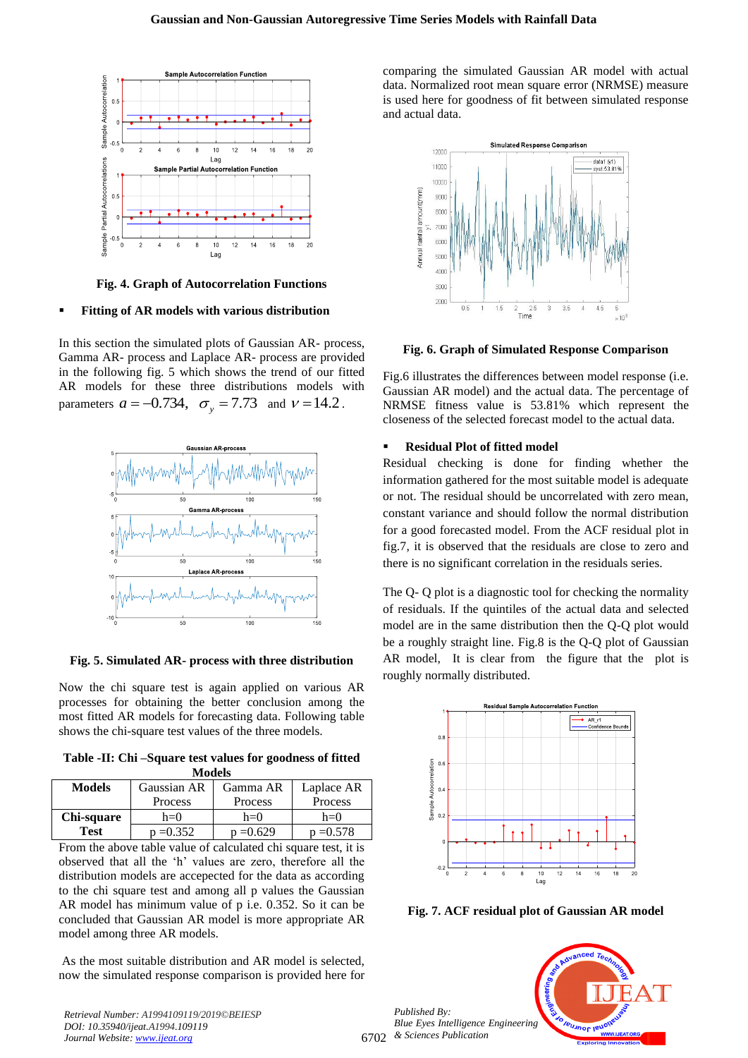Fig. 4. Graph of Autocorrelation Functions

- **Fitting of AR models with various distribution**

In this section the simulated plots of Gaussian AR- process, Gamma AR- process and Laplace AR- process are provided in the following fig. 5 which shows the trend of our fitted AR models for these three distributions models with parameters $a = -0.734$, $\sigma_y = 7.73$ and $\nu = 14.2$.

Fig. 5. Simulated AR- process with three distribution

Now the chi square test is again applied on various AR processes for obtaining the better conclusion among the most fitted AR models for forecasting data. Following table shows the chi-square test values of the three models.

**Table -II: Chi –Square test values for goodness of fitted Models**

| Models | Gaussian AR Process | Gamma AR Process | Laplace AR Process |
|---|---|---|---|
| Chi-square Test | h=0<br>p =0.352 | h=0<br>p =0.629 | h=0<br>p =0.578 |

From the above table value of calculated chi square test, it is observed that all the 'h' values are zero, therefore all the distribution models are accepected for the data as according to the chi square test and among all p values the Gaussian AR model has minimum value of p i.e. 0.352. So it can be concluded that Gaussian AR model is more appropriate AR model among three AR models.

As the most suitable distribution and AR model is selected, now the simulated response comparison is provided here for comparing the simulated Gaussian AR model with actual data. Normalized root mean square error (NRMSE) measure is used here for goodness of fit between simulated response and actual data.

Fig. 6. Graph of Simulated Response Comparison

Fig.6 illustrates the differences between model response (i.e. Gaussian AR model) and the actual data. The percentage of NRMSE fitness value is 53.81% which represent the closeness of the selected forecast model to the actual data.

- **Residual Plot of fitted model**

Residual checking is done for finding whether the information gathered for the most suitable model is adequate or not. The residual should be uncorrelated with zero mean, constant variance and should follow the normal distribution for a good forecasted model. From the ACF residual plot in fig.7, it is observed that the residuals are close to zero and there is no significant correlation in the residuals series.

The Q- Q plot is a diagnostic tool for checking the normality of residuals. If the quintiles of the actual data and selected model are in the same distribution then the Q-Q plot would be a roughly straight line. Fig.8 is the Q-Q plot of Gaussian AR model, It is clear from the figure that the plot is roughly normally distributed.

Fig. 7. ACF residual plot of Gaussian AR model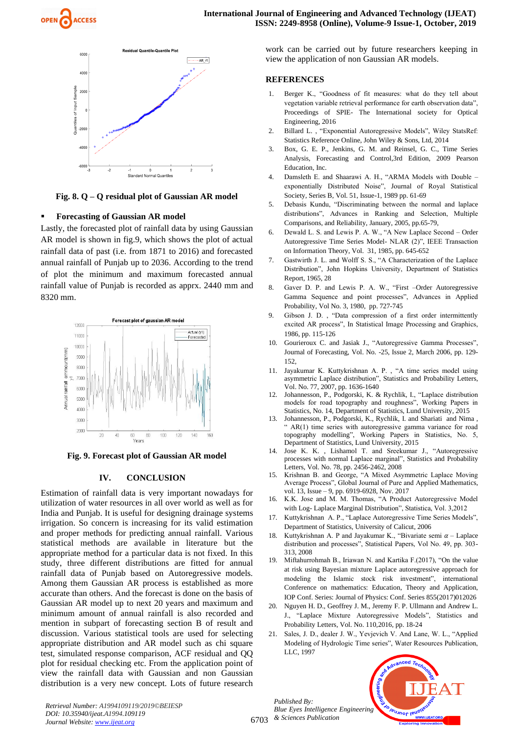Fig. 8. Q – Q residual plot of Gaussian AR model

- **Forecasting of Gaussian AR model**

Lastly, the forecasted plot of rainfall data by using Gaussian AR model is shown in fig.9, which shows the plot of actual rainfall data of past (i.e. from 1871 to 2016) and forecasted annual rainfall of Punjab up to 2036. According to the trend of plot the minimum and maximum forecasted annual rainfall value of Punjab is recorded as apprx. 2440 mm and 8320 mm.

Fig. 9. Forecast plot of Gaussian AR model

## IV. CONCLUSION

Estimation of rainfall data is very important nowadays for utilization of water resources in all over world as well as for India and Punjab. It is useful for designing drainage systems irrigation. So concern is increasing for its valid estimation and proper methods for predicting annual rainfall. Various statistical methods are available in literature but the appropriate method for a particular data is not fixed. In this study, three different distributions are fitted for annual rainfall data of Punjab based on Autoregressive models. Among them Gaussian AR process is established as more accurate than others. And the forecast is done on the basis of Gaussian AR model up to next 20 years and maximum and minimum amount of annual rainfall is also recorded and mention in subpart of forecasting section B of result and discussion. Various statistical tools are used for selecting appropriate distribution and AR model such as chi square test, simulated response comparison, ACF residual and QQ plot for residual checking etc. From the application point of view the rainfall data with Gaussian and non Gaussian distribution is a very new concept. Lots of future research work can be carried out by future researchers keeping in view the application of non Gaussian AR models.

## REFERENCES

1. Berger K., "Goodness of fit measures: what do they tell about vegetation variable retrieval performance for earth observation data", Proceedings of SPIE- The International society for Optical Engineering, 2016
2. Billard L. , "Exponential Autoregressive Models", Wiley StatsRef: Statistics Reference Online, John Wiley & Sons, Ltd, 2014
3. Box, G. E. P., Jenkins, G. M. and Reinsel, G. C., Time Series Analysis, Forecasting and Control,3rd Edition, 2009 Pearson Education, Inc.
4. Damsleth E. and Shaarawi A. H., "ARMA Models with Double – exponentially Distributed Noise", Journal of Royal Statistical Society, Series B, Vol. 51, Issue-1, 1989 pp. 61-69
5. Debasis Kundu, "Discriminating between the normal and laplace distributions", Advances in Ranking and Selection, Multiple Comparisons, and Reliability, January, 2005, pp.65-79,
6. Dewald L. S. and Lewis P. A. W., "A New Laplace Second – Order Autoregressive Time Series Model- NLAR (2)", IEEE Transaction on Information Theory, Vol. 31, 1985, pp. 645-652
7. Gastwirth J. L. and Wolff S. S., "A Characterization of the Laplace Distribution", John Hopkins University, Department of Statistics Report, 1965, 28
8. Gaver D. P. and Lewis P. A. W., "First –Order Autoregressive Gamma Sequence and point processes", Advances in Applied Probability, Vol No. 3, 1980, pp. 727-745
9. Gibson J. D. , "Data compression of a first order intermittently excited AR process", In Statistical Image Processing and Graphics, 1986, pp. 115-126
10. Gourieroux C. and Jasiak J., "Autoregressive Gamma Processes", Journal of Forecasting, Vol. No. -25, Issue 2, March 2006, pp. 129-152,
11. Jayakumar K. Kuttykrishnan A. P. , "A time series model using asymmetric Laplace distribution", Statistics and Probability Letters, Vol. No. 77, 2007, pp. 1636-1640
12. Johannesson, P., Podgorski, K. & Rychlik, I., "Laplace distribution models for road topography and roughness", Working Papers in Statistics, No. 14, Department of Statistics, Lund University, 2015
13. Johannesson, P., Podgorski, K., Rychlik, I. and Shariati and Nima , " AR(1) time series with autoregressive gamma variance for road topography modelling", Working Papers in Statistics, No. 5, Department of Statistics, Lund University, 2015
14. Jose K. K. , Lishamol T. and Sreekumar J., "Autoregressive processes with normal Laplace marginal", Statistics and Probability Letters, Vol. No. 78, pp. 2456-2462, 2008
15. Krishnan B. and George, "A Mixed Asymmetric Laplace Moving Average Process", Global Journal of Pure and Applied Mathematics, vol. 13, Issue – 9, pp. 6919-6928, Nov. 2017
16. K.K. Jose and M. M. Thomas, "A Product Autoregressive Model with Log- Laplace Marginal Distribution", Statistica, Vol. 3,2012
17. Kuttykrishnan A. P., "Laplace Autoregressive Time Series Models", Department of Statistics, University of Calicut, 2006
18. Kuttykrishnan A. P and Jayakumar K., "Bivariate semi $\alpha$ – Laplace distribution and processes", Statistical Papers, Vol No. 49, pp. 303-313, 2008
19. Miftahurrohmah B., Iriawan N. and Kartika F.(2017), "On the value at risk using Bayesian mixture Laplace autoregressive approach for modeling the Islamic stock risk investment", international Conference on mathematics: Education, Theory and Application, IOP Conf. Series: Journal of Physics: Conf. Series 855(2017)012026
20. Nguyen H. D., Geoffrey J. M., Jeremy F. P. Ullmann and Andrew L. J., "Laplace Mixture Autoregressive Models", Statistics and Probability Letters, Vol. No. 110,2016, pp. 18-24
21. Sales, J. D., dealer J. W., Yevjevich V. And Lane, W. L., "Applied Modeling of Hydrologic Time series", Water Resources Publication, LLC, 1997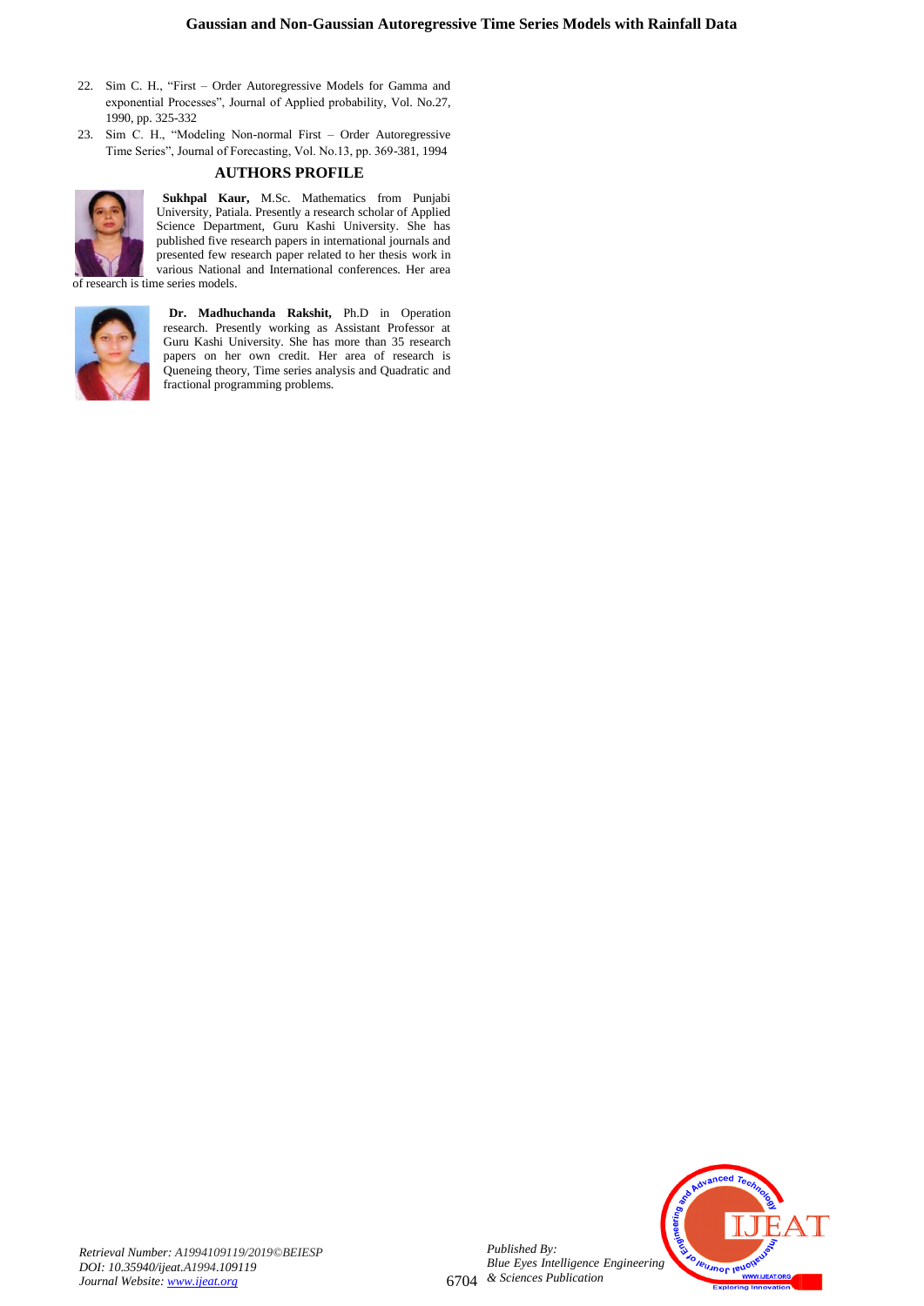22. Sim C. H., "First – Order Autoregressive Models for Gamma and exponential Processes", Journal of Applied probability, Vol. No.27, 1990, pp. 325-332
23. Sim C. H., "Modeling Non-normal First – Order Autoregressive Time Series", Journal of Forecasting, Vol. No.13, pp. 369-381, 1994

## AUTHORS PROFILE

**Sukhpal Kaur,** M.Sc. Mathematics from Punjabi University, Patiala. Presently a research scholar of Applied Science Department, Guru Kashi University. She has published five research papers in international journals and presented few research paper related to her thesis work in various National and International conferences. Her area of research is time series models.

**Dr. Madhuchanda Rakshit,** Ph.D in Operation research. Presently working as Assistant Professor at Guru Kashi University. She has more than 35 research papers on her own credit. Her area of research is Queneing theory, Time series analysis and Quadratic and fractional programming problems.